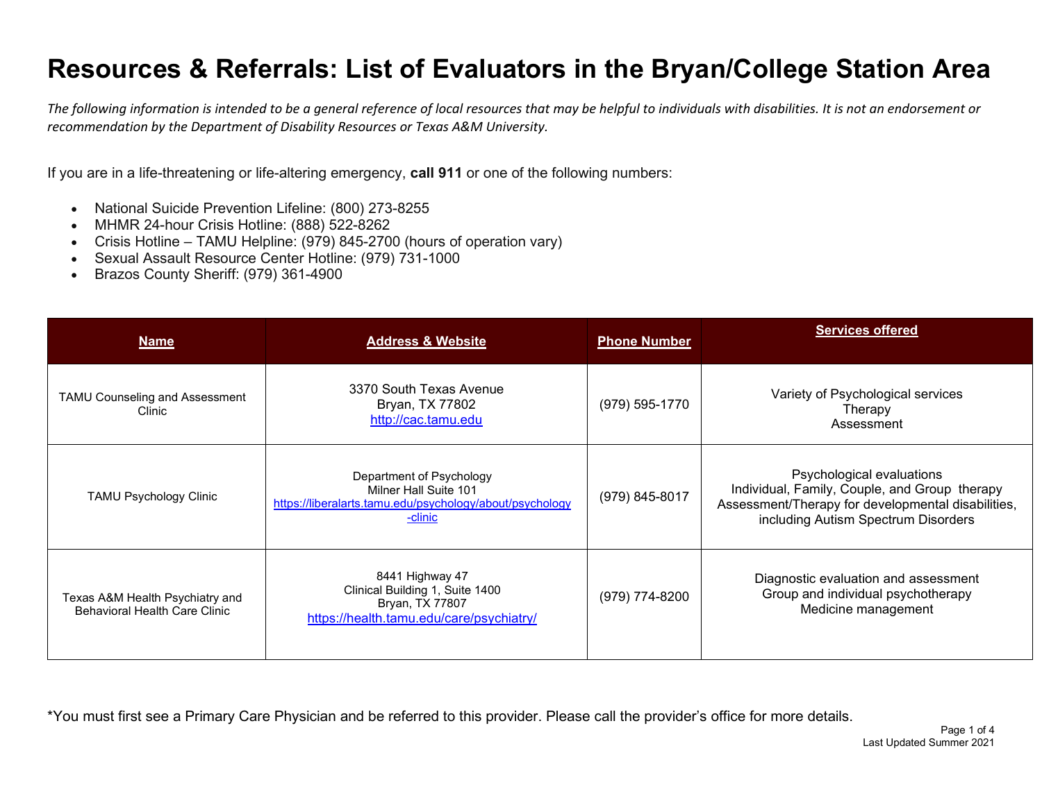# Resources & Referrals: List of Evaluators in the Bryan/College Station Area

*The following information is intended to be a general reference of local resources that may be helpful to individuals with disabilities. It is not an endorsement or recommendation by the Department of Disability Resources or Texas A&M University.*

If you are in a life-threatening or life-altering emergency, **call 911** or one of the following numbers:

- National Suicide Prevention Lifeline: (800) 273-8255
- MHMR 24-hour Crisis Hotline: (888) 522-8262
- Crisis Hotline – TAMU Helpline: (979) 845-2700 (hours of operation vary)
- Sexual Assault Resource Center Hotline: (979) 731-1000
- Brazos County Sheriff: (979) 361-4900

| Name | Address & Website | Phone Number | Services offered |
|---|---|---|---|
| TAMU Counseling and Assessment Clinic | 3370 South Texas Avenue<br>Bryan, TX 77802<br>http://cac.tamu.edu | (979) 595-1770 | Variety of Psychological services<br>Therapy<br>Assessment |
| TAMU Psychology Clinic | Department of Psychology<br>Milner Hall Suite 101<br>https://liberalarts.tamu.edu/psychology/about/psychology-clinic | (979) 845-8017 | Psychological evaluations<br>Individual, Family, Couple, and Group therapy<br>Assessment/Therapy for developmental disabilities, including Autism Spectrum Disorders |
| Texas A&M Health Psychiatry and Behavioral Health Care Clinic | 8441 Highway 47<br>Clinical Building 1, Suite 1400<br>Bryan, TX 77807<br>https://health.tamu.edu/care/psychiatry/ | (979) 774-8200 | Diagnostic evaluation and assessment<br>Group and individual psychotherapy<br>Medicine management |

*You must first see a Primary Care Physician and be referred to this provider. Please call the provider's office for more details.

Last Updated Summer 2021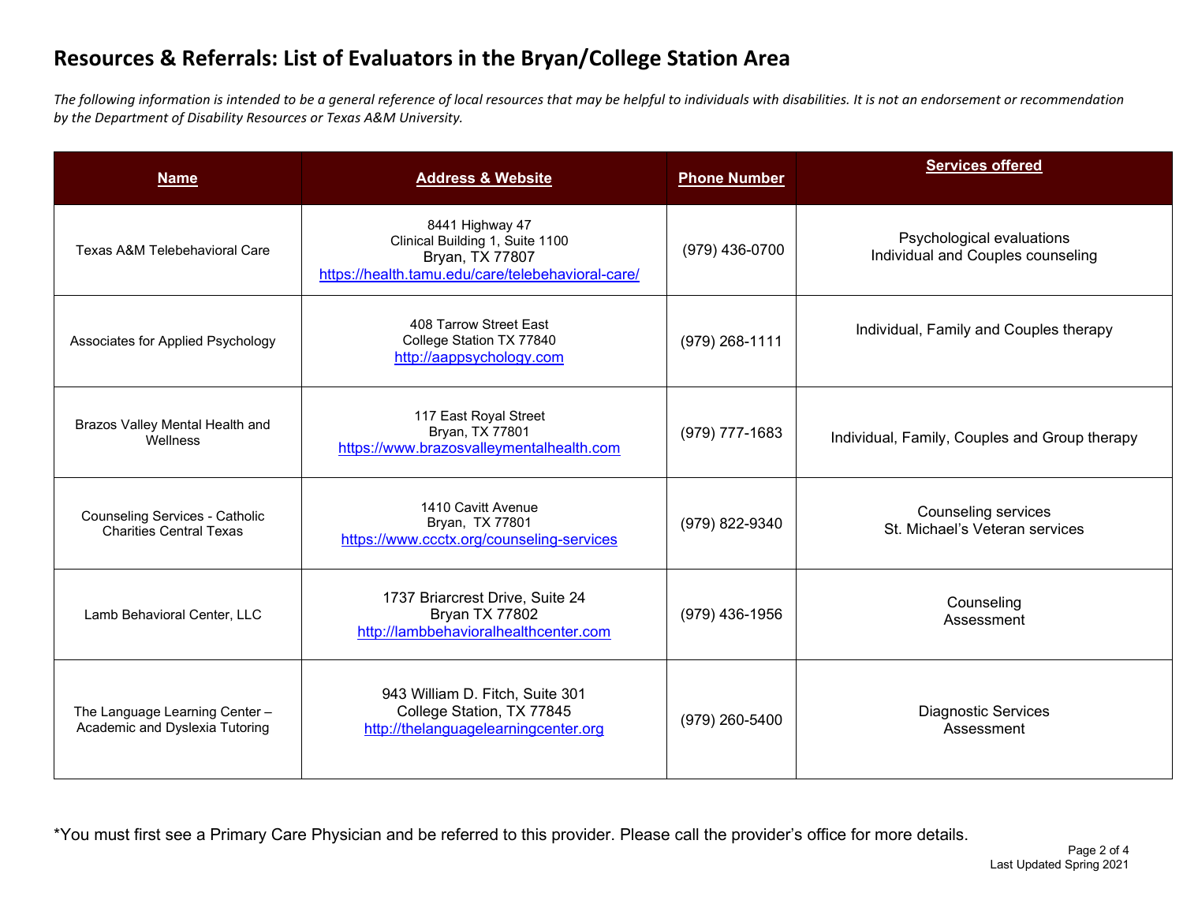# Resources & Referrals: List of Evaluators in the Bryan/College Station Area

*The following information is intended to be a general reference of local resources that may be helpful to individuals with disabilities. It is not an endorsement or recommendation by the Department of Disability Resources or Texas A&M University.*

| **Name** | **Address & Website** | **Phone Number** | **Services offered** |
|---|---|---|---|
| Texas A&M Telebehavioral Care | 8441 Highway 47<br>Clinical Building 1, Suite 1100<br>Bryan, TX 77807<br>https://health.tamu.edu/care/telebehavioral-care/ | (979) 436-0700 | Psychological evaluations<br>Individual and Couples counseling |
| Associates for Applied Psychology | 408 Tarrow Street East<br>College Station TX 77840<br>http://aappsychology.com | (979) 268-1111 | Individual, Family and Couples therapy |
| Brazos Valley Mental Health and Wellness | 117 East Royal Street<br>Bryan, TX 77801<br>https://www.brazosvalleymentalhealth.com | (979) 777-1683 | Individual, Family, Couples and Group therapy |
| Counseling Services - Catholic Charities Central Texas | 1410 Cavitt Avenue<br>Bryan, TX 77801<br>https://www.ccctx.org/counseling-services | (979) 822-9340 | Counseling services<br>St. Michael's Veteran services |
| Lamb Behavioral Center, LLC | 1737 Briarcrest Drive, Suite 24<br>Bryan TX 77802<br>http://lambbehavioralhealthcenter.com | (979) 436-1956 | Counseling<br>Assessment |
| The Language Learning Center – Academic and Dyslexia Tutoring | 943 William D. Fitch, Suite 301<br>College Station, TX 77845<br>http://thelanguagelearningcenter.org | (979) 260-5400 | Diagnostic Services<br>Assessment |

*You must first see a Primary Care Physician and be referred to this provider. Please call the provider's office for more details.

Last Updated Spring 2021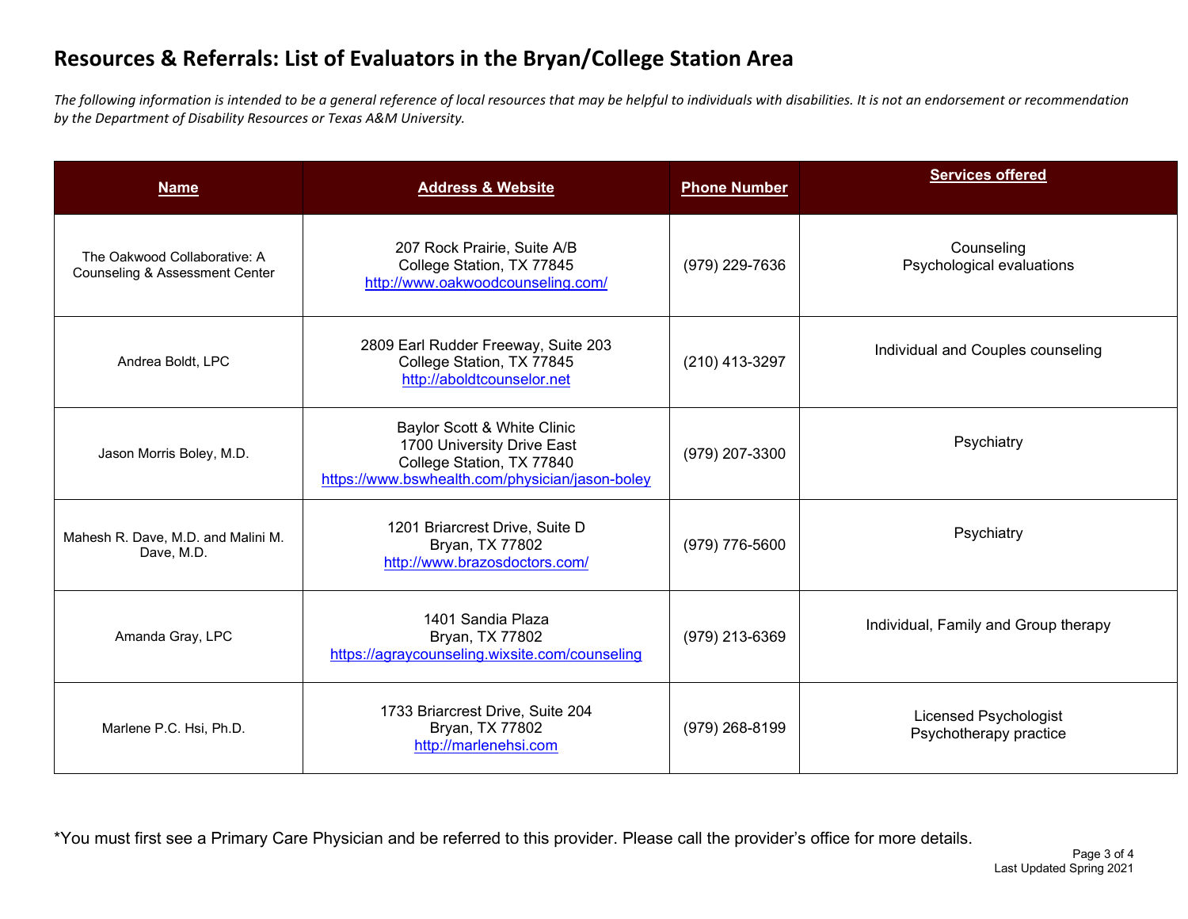# Resources & Referrals: List of Evaluators in the Bryan/College Station Area

*The following information is intended to be a general reference of local resources that may be helpful to individuals with disabilities. It is not an endorsement or recommendation by the Department of Disability Resources or Texas A&M University.*

| Name | Address & Website | Phone Number | Services offered |
|---|---|---|---|
| The Oakwood Collaborative: A Counseling & Assessment Center | 207 Rock Prairie, Suite A/B<br>College Station, TX 77845<br>http://www.oakwoodcounseling.com/ | (979) 229-7636 | Counseling<br>Psychological evaluations |
| Andrea Boldt, LPC | 2809 Earl Rudder Freeway, Suite 203<br>College Station, TX 77845<br>http://aboldtcounselor.net | (210) 413-3297 | Individual and Couples counseling |
| Jason Morris Boley, M.D. | Baylor Scott & White Clinic<br>1700 University Drive East<br>College Station, TX 77840<br>https://www.bswhealth.com/physician/jason-boley | (979) 207-3300 | Psychiatry |
| Mahesh R. Dave, M.D. and Malini M. Dave, M.D. | 1201 Briarcrest Drive, Suite D<br>Bryan, TX 77802<br>http://www.brazosdoctors.com/ | (979) 776-5600 | Psychiatry |
| Amanda Gray, LPC | 1401 Sandia Plaza<br>Bryan, TX 77802<br>https://agraycounseling.wixsite.com/counseling | (979) 213-6369 | Individual, Family and Group therapy |
| Marlene P.C. Hsi, Ph.D. | 1733 Briarcrest Drive, Suite 204<br>Bryan, TX 77802<br>http://marlenehsi.com | (979) 268-8199 | Licensed Psychologist<br>Psychotherapy practice |

*You must first see a Primary Care Physician and be referred to this provider. Please call the provider's office for more details.

Last Updated Spring 2021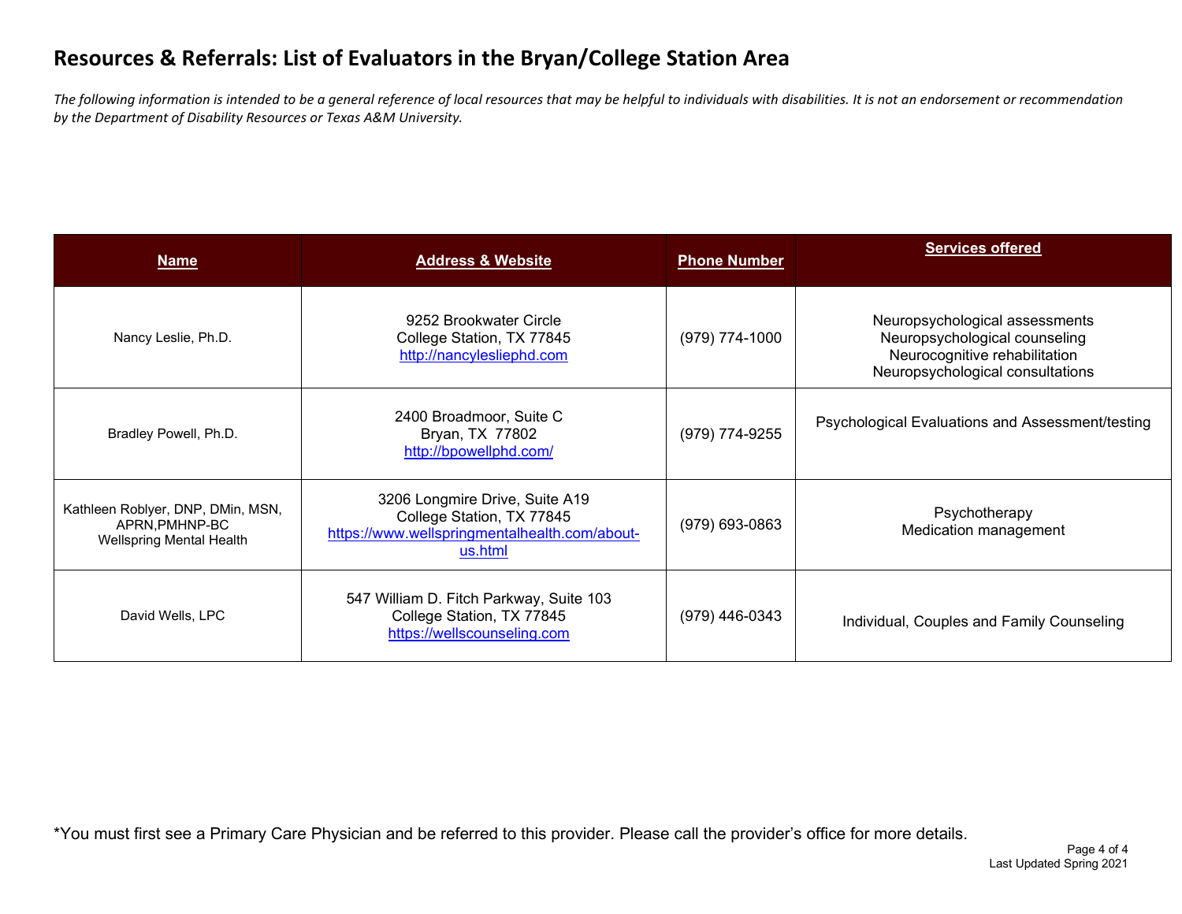# Resources & Referrals: List of Evaluators in the Bryan/College Station Area

*The following information is intended to be a general reference of local resources that may be helpful to individuals with disabilities. It is not an endorsement or recommendation by the Department of Disability Resources or Texas A&M University.*

| **Name** | **Address & Website** | **Phone Number** | **Services offered** |
|---|---|---|---|
| Nancy Leslie, Ph.D. | 9252 Brookwater Circle<br>College Station, TX 77845<br>http://nancylesliephd.com | (979) 774-1000 | Neuropsychological assessments<br>Neuropsychological counseling<br>Neurocognitive rehabilitation<br>Neuropsychological consultations |
| Bradley Powell, Ph.D. | 2400 Broadmoor, Suite C<br>Bryan, TX 77802<br>http://bpowellphd.com/ | (979) 774-9255 | Psychological Evaluations and Assessment/testing |
| Kathleen Roblyer, DNP, DMin, MSN, APRN,PMHNP-BC<br>Wellspring Mental Health | 3206 Longmire Drive, Suite A19<br>College Station, TX 77845<br>https://www.wellspringmentalhealth.com/about-us.html | (979) 693-0863 | Psychotherapy<br>Medication management |
| David Wells, LPC | 547 William D. Fitch Parkway, Suite 103<br>College Station, TX 77845<br>https://wellscounseling.com | (979) 446-0343 | Individual, Couples and Family Counseling |

*You must first see a Primary Care Physician and be referred to this provider. Please call the provider's office for more details.

Last Updated Spring 2021